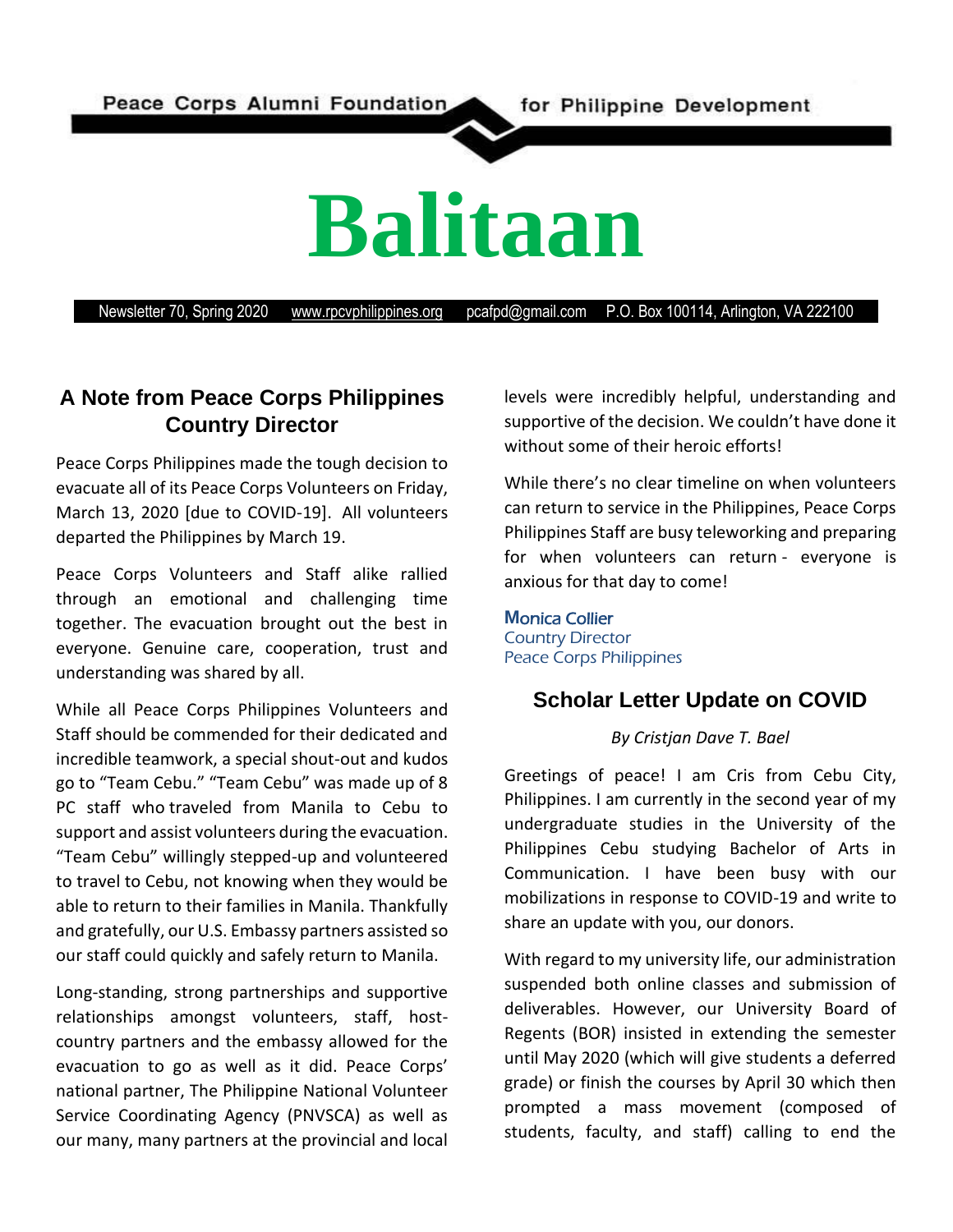Peace Corps Alumni Foundation for Philippine Development

# Balitaan

Newsletter 70, Spring 2020 www.rpcvphilippines.org pcafpd@gmail.com P.O. Box 100114, Arlington, VA 222100

## A Note from Peace Corps Philippines Country Director

Peace Corps Philippines made the tough decision to evacuate all of its Peace Corps Volunteers on Friday, March 13, 2020 [due to COVID-19]. All volunteers departed the Philippines by March 19.

Peace Corps Volunteers and Staff alike rallied through an emotional and challenging time together. The evacuation brought out the best in everyone. Genuine care, cooperation, trust and understanding was shared by all.

While all Peace Corps Philippines Volunteers and Staff should be commended for their dedicated and incredible teamwork, a special shout-out and kudos go to "Team Cebu." "Team Cebu" was made up of 8 PC staff who traveled from Manila to Cebu to support and assist volunteers during the evacuation. "Team Cebu" willingly stepped-up and volunteered to travel to Cebu, not knowing when they would be able to return to their families in Manila. Thankfully and gratefully, our U.S. Embassy partners assisted so our staff could quickly and safely return to Manila.

Long-standing, strong partnerships and supportive relationships amongst volunteers, staff, host-country partners and the embassy allowed for the evacuation to go as well as it did. Peace Corps' national partner, The Philippine National Volunteer Service Coordinating Agency (PNVSCA) as well as our many, many partners at the provincial and local levels were incredibly helpful, understanding and supportive of the decision. We couldn't have done it without some of their heroic efforts!

While there's no clear timeline on when volunteers can return to service in the Philippines, Peace Corps Philippines Staff are busy teleworking and preparing for when volunteers can return - everyone is anxious for that day to come!

Monica Collier
Country Director
Peace Corps Philippines

## Scholar Letter Update on COVID

*By Cristjan Dave T. Bael*

Greetings of peace! I am Cris from Cebu City, Philippines. I am currently in the second year of my undergraduate studies in the University of the Philippines Cebu studying Bachelor of Arts in Communication. I have been busy with our mobilizations in response to COVID-19 and write to share an update with you, our donors.

With regard to my university life, our administration suspended both online classes and submission of deliverables. However, our University Board of Regents (BOR) insisted in extending the semester until May 2020 (which will give students a deferred grade) or finish the courses by April 30 which then prompted a mass movement (composed of students, faculty, and staff) calling to end the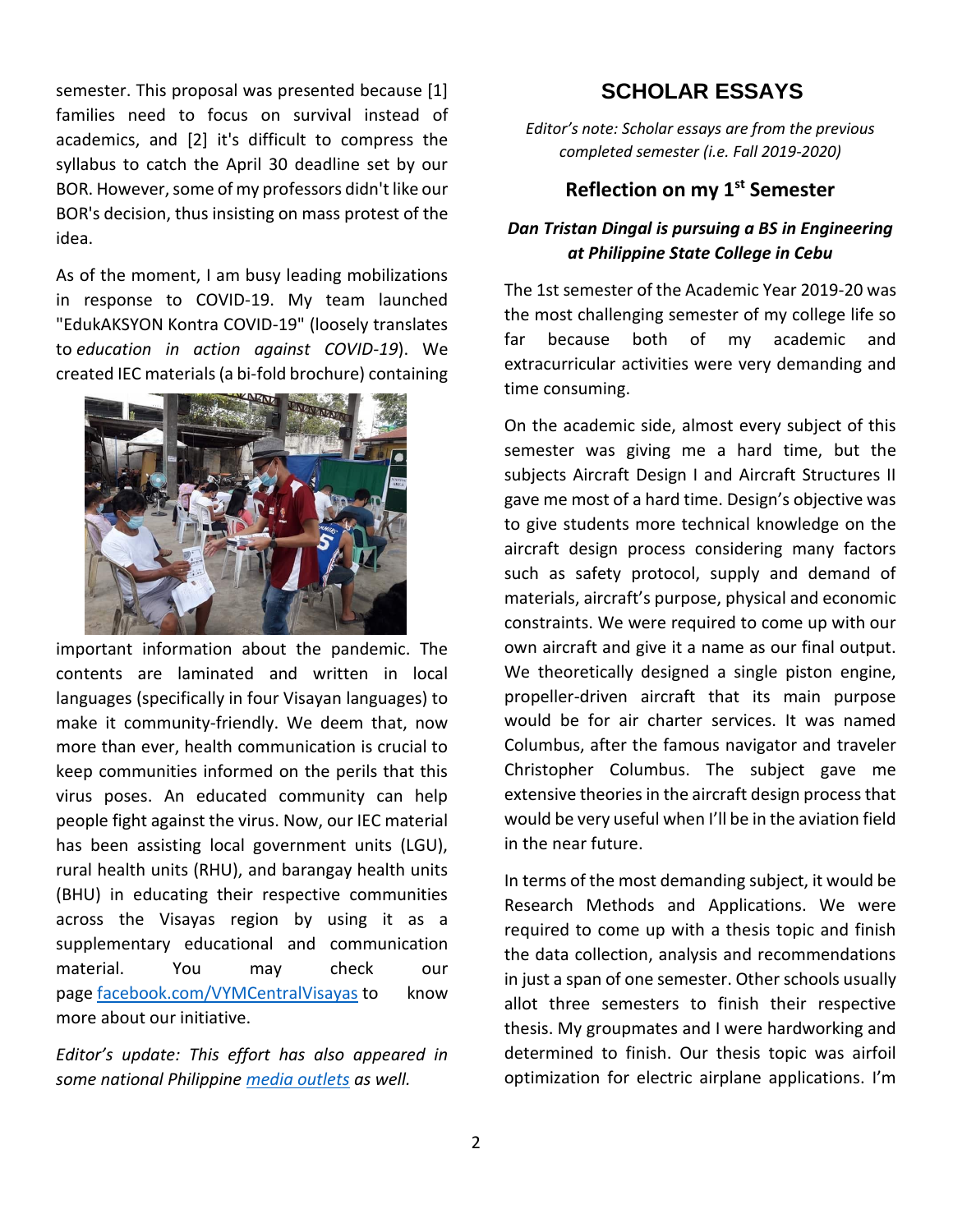semester. This proposal was presented because [1] families need to focus on survival instead of academics, and [2] it's difficult to compress the syllabus to catch the April 30 deadline set by our BOR. However, some of my professors didn't like our BOR's decision, thus insisting on mass protest of the idea.

As of the moment, I am busy leading mobilizations in response to COVID-19. My team launched "EdukAKSYON Kontra COVID-19" (loosely translates to *education in action against COVID-19*). We created IEC materials (a bi-fold brochure) containing important information about the pandemic. The contents are laminated and written in local languages (specifically in four Visayan languages) to make it community-friendly. We deem that, now more than ever, health communication is crucial to keep communities informed on the perils that this virus poses. An educated community can help people fight against the virus. Now, our IEC material has been assisting local government units (LGU), rural health units (RHU), and barangay health units (BHU) in educating their respective communities across the Visayas region by using it as a supplementary educational and communication material. You may check our page facebook.com/VYMCentralVisayas to know more about our initiative.

*Editor's update: This effort has also appeared in some national Philippine media outlets as well.*

## SCHOLAR ESSAYS

*Editor's note: Scholar essays are from the previous completed semester (i.e. Fall 2019-2020)*

### Reflection on my 1st Semester

***Dan Tristan Dingal is pursuing a BS in Engineering at Philippine State College in Cebu***

The 1st semester of the Academic Year 2019-20 was the most challenging semester of my college life so far because both of my academic and extracurricular activities were very demanding and time consuming.

On the academic side, almost every subject of this semester was giving me a hard time, but the subjects Aircraft Design I and Aircraft Structures II gave me most of a hard time. Design's objective was to give students more technical knowledge on the aircraft design process considering many factors such as safety protocol, supply and demand of materials, aircraft's purpose, physical and economic constraints. We were required to come up with our own aircraft and give it a name as our final output. We theoretically designed a single piston engine, propeller-driven aircraft that its main purpose would be for air charter services. It was named Columbus, after the famous navigator and traveler Christopher Columbus. The subject gave me extensive theories in the aircraft design process that would be very useful when I'll be in the aviation field in the near future.

In terms of the most demanding subject, it would be Research Methods and Applications. We were required to come up with a thesis topic and finish the data collection, analysis and recommendations in just a span of one semester. Other schools usually allot three semesters to finish their respective thesis. My groupmates and I were hardworking and determined to finish. Our thesis topic was airfoil optimization for electric airplane applications. I'm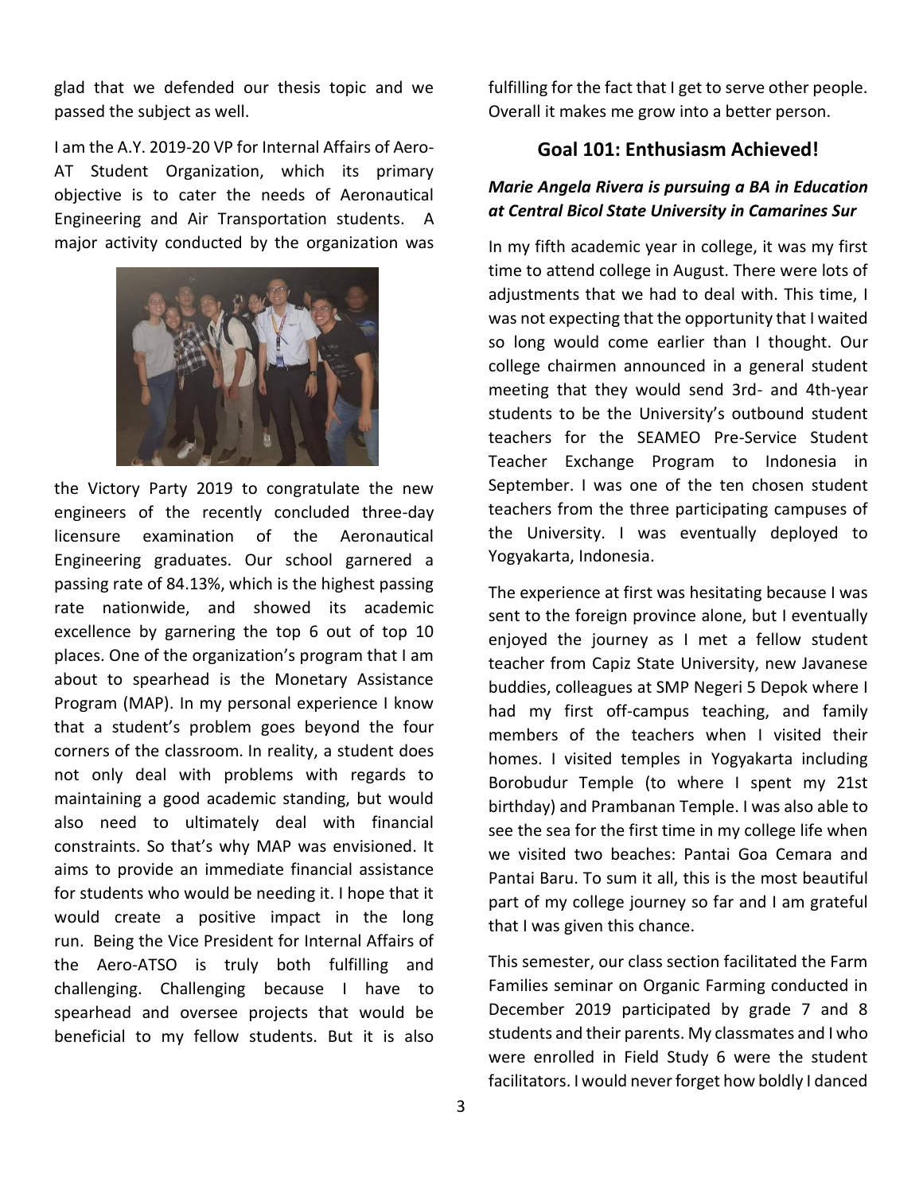glad that we defended our thesis topic and we passed the subject as well.

I am the A.Y. 2019-20 VP for Internal Affairs of Aero-AT Student Organization, which its primary objective is to cater the needs of Aeronautical Engineering and Air Transportation students. A major activity conducted by the organization was the Victory Party 2019 to congratulate the new engineers of the recently concluded three-day licensure examination of the Aeronautical Engineering graduates. Our school garnered a passing rate of 84.13%, which is the highest passing rate nationwide, and showed its academic excellence by garnering the top 6 out of top 10 places. One of the organization's program that I am about to spearhead is the Monetary Assistance Program (MAP). In my personal experience I know that a student's problem goes beyond the four corners of the classroom. In reality, a student does not only deal with problems with regards to maintaining a good academic standing, but would also need to ultimately deal with financial constraints. So that's why MAP was envisioned. It aims to provide an immediate financial assistance for students who would be needing it. I hope that it would create a positive impact in the long run. Being the Vice President for Internal Affairs of the Aero-ATSO is truly both fulfilling and challenging. Challenging because I have to spearhead and oversee projects that would be beneficial to my fellow students. But it is also fulfilling for the fact that I get to serve other people. Overall it makes me grow into a better person.

## Goal 101: Enthusiasm Achieved!

***Marie Angela Rivera is pursuing a BA in Education at Central Bicol State University in Camarines Sur***

In my fifth academic year in college, it was my first time to attend college in August. There were lots of adjustments that we had to deal with. This time, I was not expecting that the opportunity that I waited so long would come earlier than I thought. Our college chairmen announced in a general student meeting that they would send 3rd- and 4th-year students to be the University's outbound student teachers for the SEAMEO Pre-Service Student Teacher Exchange Program to Indonesia in September. I was one of the ten chosen student teachers from the three participating campuses of the University. I was eventually deployed to Yogyakarta, Indonesia.

The experience at first was hesitating because I was sent to the foreign province alone, but I eventually enjoyed the journey as I met a fellow student teacher from Capiz State University, new Javanese buddies, colleagues at SMP Negeri 5 Depok where I had my first off-campus teaching, and family members of the teachers when I visited their homes. I visited temples in Yogyakarta including Borobudur Temple (to where I spent my 21st birthday) and Prambanan Temple. I was also able to see the sea for the first time in my college life when we visited two beaches: Pantai Goa Cemara and Pantai Baru. To sum it all, this is the most beautiful part of my college journey so far and I am grateful that I was given this chance.

This semester, our class section facilitated the Farm Families seminar on Organic Farming conducted in December 2019 participated by grade 7 and 8 students and their parents. My classmates and I who were enrolled in Field Study 6 were the student facilitators. I would never forget how boldly I danced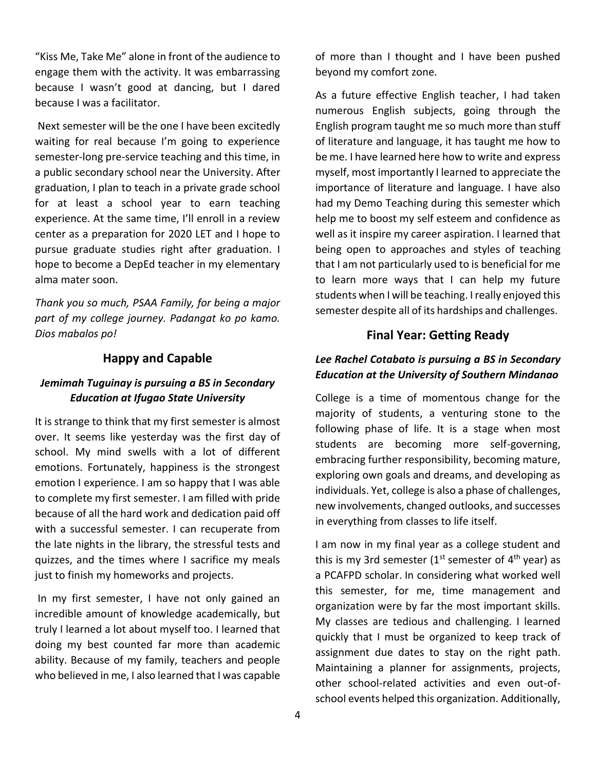"Kiss Me, Take Me" alone in front of the audience to engage them with the activity. It was embarrassing because I wasn't good at dancing, but I dared because I was a facilitator.

Next semester will be the one I have been excitedly waiting for real because I'm going to experience semester-long pre-service teaching and this time, in a public secondary school near the University. After graduation, I plan to teach in a private grade school for at least a school year to earn teaching experience. At the same time, I'll enroll in a review center as a preparation for 2020 LET and I hope to pursue graduate studies right after graduation. I hope to become a DepEd teacher in my elementary alma mater soon.

*Thank you so much, PSAA Family, for being a major part of my college journey. Padangat ko po kamo. Dios mabalos po!*

## Happy and Capable

***Jemimah Tuguinay is pursuing a BS in Secondary Education at Ifugao State University***

It is strange to think that my first semester is almost over. It seems like yesterday was the first day of school. My mind swells with a lot of different emotions. Fortunately, happiness is the strongest emotion I experience. I am so happy that I was able to complete my first semester. I am filled with pride because of all the hard work and dedication paid off with a successful semester. I can recuperate from the late nights in the library, the stressful tests and quizzes, and the times where I sacrifice my meals just to finish my homeworks and projects.

In my first semester, I have not only gained an incredible amount of knowledge academically, but truly I learned a lot about myself too. I learned that doing my best counted far more than academic ability. Because of my family, teachers and people who believed in me, I also learned that I was capable of more than I thought and I have been pushed beyond my comfort zone.

As a future effective English teacher, I had taken numerous English subjects, going through the English program taught me so much more than stuff of literature and language, it has taught me how to be me. I have learned here how to write and express myself, most importantly I learned to appreciate the importance of literature and language. I have also had my Demo Teaching during this semester which help me to boost my self esteem and confidence as well as it inspire my career aspiration. I learned that being open to approaches and styles of teaching that I am not particularly used to is beneficial for me to learn more ways that I can help my future students when I will be teaching. I really enjoyed this semester despite all of its hardships and challenges.

## Final Year: Getting Ready

***Lee Rachel Cotabato is pursuing a BS in Secondary Education at the University of Southern Mindanao***

College is a time of momentous change for the majority of students, a venturing stone to the following phase of life. It is a stage when most students are becoming more self-governing, embracing further responsibility, becoming mature, exploring own goals and dreams, and developing as individuals. Yet, college is also a phase of challenges, new involvements, changed outlooks, and successes in everything from classes to life itself.

I am now in my final year as a college student and this is my 3rd semester (1st semester of 4th year) as a PCAFPD scholar. In considering what worked well this semester, for me, time management and organization were by far the most important skills. My classes are tedious and challenging. I learned quickly that I must be organized to keep track of assignment due dates to stay on the right path. Maintaining a planner for assignments, projects, other school-related activities and even out-of-school events helped this organization. Additionally,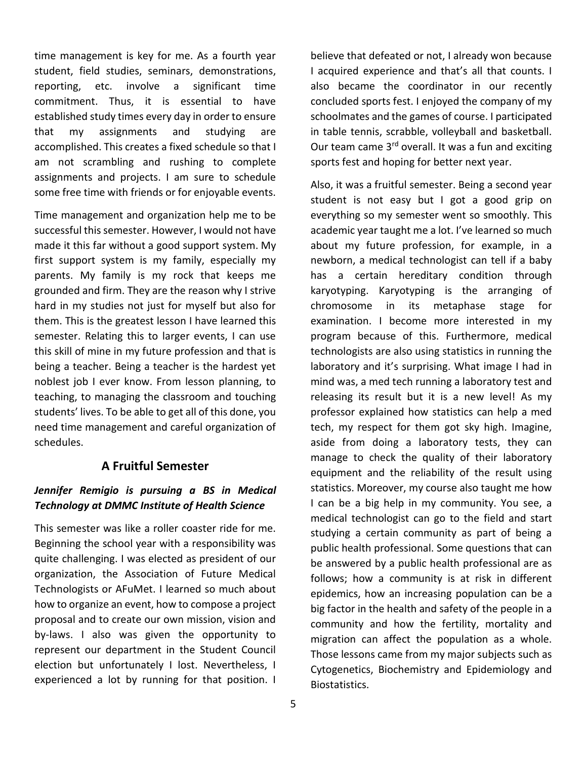time management is key for me. As a fourth year student, field studies, seminars, demonstrations, reporting, etc. involve a significant time commitment. Thus, it is essential to have established study times every day in order to ensure that my assignments and studying are accomplished. This creates a fixed schedule so that I am not scrambling and rushing to complete assignments and projects. I am sure to schedule some free time with friends or for enjoyable events.

Time management and organization help me to be successful this semester. However, I would not have made it this far without a good support system. My first support system is my family, especially my parents. My family is my rock that keeps me grounded and firm. They are the reason why I strive hard in my studies not just for myself but also for them. This is the greatest lesson I have learned this semester. Relating this to larger events, I can use this skill of mine in my future profession and that is being a teacher. Being a teacher is the hardest yet noblest job I ever know. From lesson planning, to teaching, to managing the classroom and touching students' lives. To be able to get all of this done, you need time management and careful organization of schedules.

## A Fruitful Semester

***Jennifer Remigio is pursuing a BS in Medical Technology at DMMC Institute of Health Science***

This semester was like a roller coaster ride for me. Beginning the school year with a responsibility was quite challenging. I was elected as president of our organization, the Association of Future Medical Technologists or AFuMet. I learned so much about how to organize an event, how to compose a project proposal and to create our own mission, vision and by-laws. I also was given the opportunity to represent our department in the Student Council election but unfortunately I lost. Nevertheless, I experienced a lot by running for that position. I believe that defeated or not, I already won because I acquired experience and that's all that counts. I also became the coordinator in our recently concluded sports fest. I enjoyed the company of my schoolmates and the games of course. I participated in table tennis, scrabble, volleyball and basketball. Our team came 3rd overall. It was a fun and exciting sports fest and hoping for better next year.

Also, it was a fruitful semester. Being a second year student is not easy but I got a good grip on everything so my semester went so smoothly. This academic year taught me a lot. I've learned so much about my future profession, for example, in a newborn, a medical technologist can tell if a baby has a certain hereditary condition through karyotyping. Karyotyping is the arranging of chromosome in its metaphase stage for examination. I become more interested in my program because of this. Furthermore, medical technologists are also using statistics in running the laboratory and it's surprising. What image I had in mind was, a med tech running a laboratory test and releasing its result but it is a new level! As my professor explained how statistics can help a med tech, my respect for them got sky high. Imagine, aside from doing a laboratory tests, they can manage to check the quality of their laboratory equipment and the reliability of the result using statistics. Moreover, my course also taught me how I can be a big help in my community. You see, a medical technologist can go to the field and start studying a certain community as part of being a public health professional. Some questions that can be answered by a public health professional are as follows; how a community is at risk in different epidemics, how an increasing population can be a big factor in the health and safety of the people in a community and how the fertility, mortality and migration can affect the population as a whole. Those lessons came from my major subjects such as Cytogenetics, Biochemistry and Epidemiology and Biostatistics.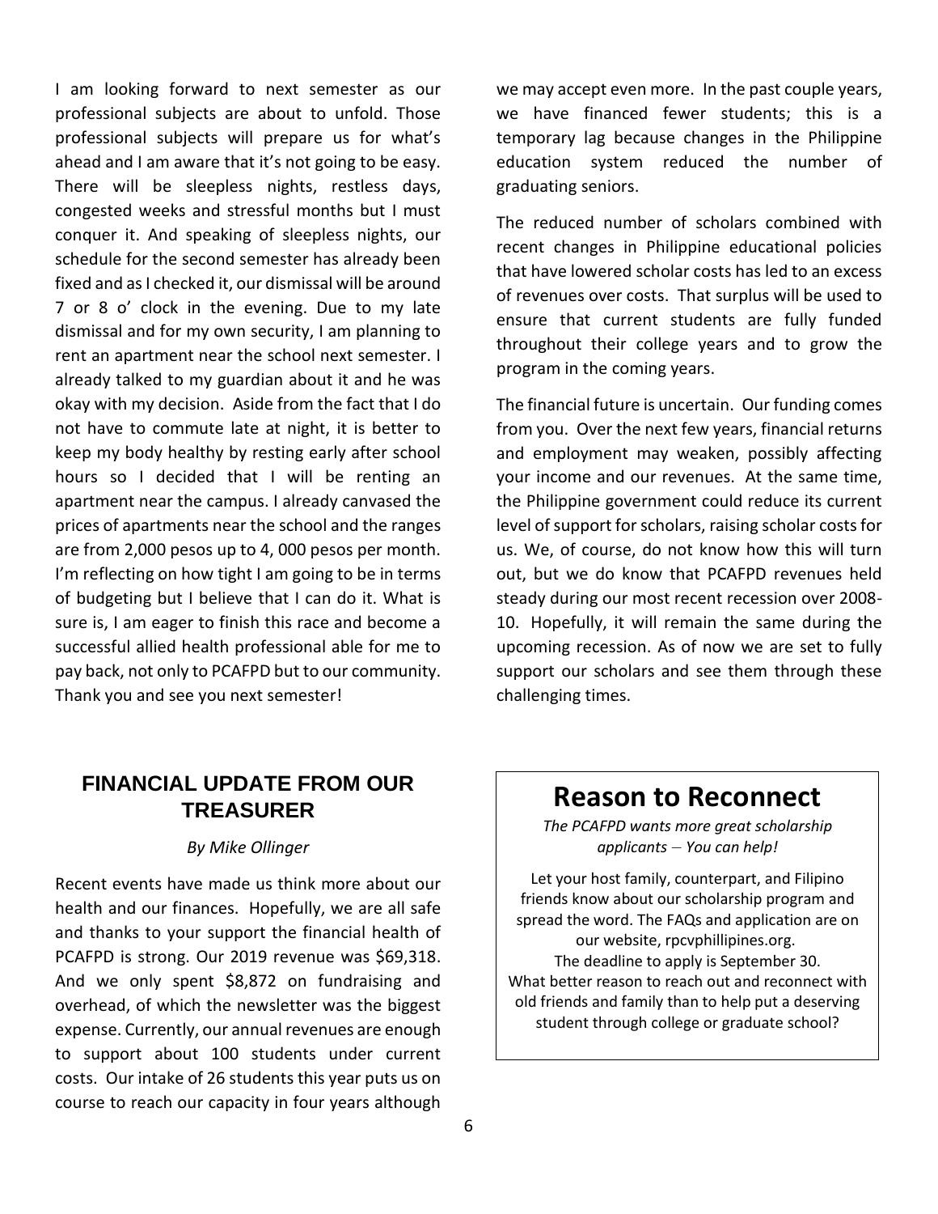I am looking forward to next semester as our professional subjects are about to unfold. Those professional subjects will prepare us for what's ahead and I am aware that it's not going to be easy. There will be sleepless nights, restless days, congested weeks and stressful months but I must conquer it. And speaking of sleepless nights, our schedule for the second semester has already been fixed and as I checked it, our dismissal will be around 7 or 8 o' clock in the evening. Due to my late dismissal and for my own security, I am planning to rent an apartment near the school next semester. I already talked to my guardian about it and he was okay with my decision. Aside from the fact that I do not have to commute late at night, it is better to keep my body healthy by resting early after school hours so I decided that I will be renting an apartment near the campus. I already canvased the prices of apartments near the school and the ranges are from 2,000 pesos up to 4, 000 pesos per month. I'm reflecting on how tight I am going to be in terms of budgeting but I believe that I can do it. What is sure is, I am eager to finish this race and become a successful allied health professional able for me to pay back, not only to PCAFPD but to our community. Thank you and see you next semester!

## FINANCIAL UPDATE FROM OUR TREASURER

*By Mike Ollinger*

Recent events have made us think more about our health and our finances. Hopefully, we are all safe and thanks to your support the financial health of PCAFPD is strong. Our 2019 revenue was $69,318. And we only spent $8,872 on fundraising and overhead, of which the newsletter was the biggest expense. Currently, our annual revenues are enough to support about 100 students under current costs. Our intake of 26 students this year puts us on course to reach our capacity in four years although we may accept even more. In the past couple years, we have financed fewer students; this is a temporary lag because changes in the Philippine education system reduced the number of graduating seniors.

The reduced number of scholars combined with recent changes in Philippine educational policies that have lowered scholar costs has led to an excess of revenues over costs. That surplus will be used to ensure that current students are fully funded throughout their college years and to grow the program in the coming years.

The financial future is uncertain. Our funding comes from you. Over the next few years, financial returns and employment may weaken, possibly affecting your income and our revenues. At the same time, the Philippine government could reduce its current level of support for scholars, raising scholar costs for us. We, of course, do not know how this will turn out, but we do know that PCAFPD revenues held steady during our most recent recession over 2008-10. Hopefully, it will remain the same during the upcoming recession. As of now we are set to fully support our scholars and see them through these challenging times.

## Reason to Reconnect

*The PCAFPD wants more great scholarship applicants – You can help!*

Let your host family, counterpart, and Filipino friends know about our scholarship program and spread the word. The FAQs and application are on our website, rpcvphillipines.org. The deadline to apply is September 30. What better reason to reach out and reconnect with old friends and family than to help put a deserving student through college or graduate school?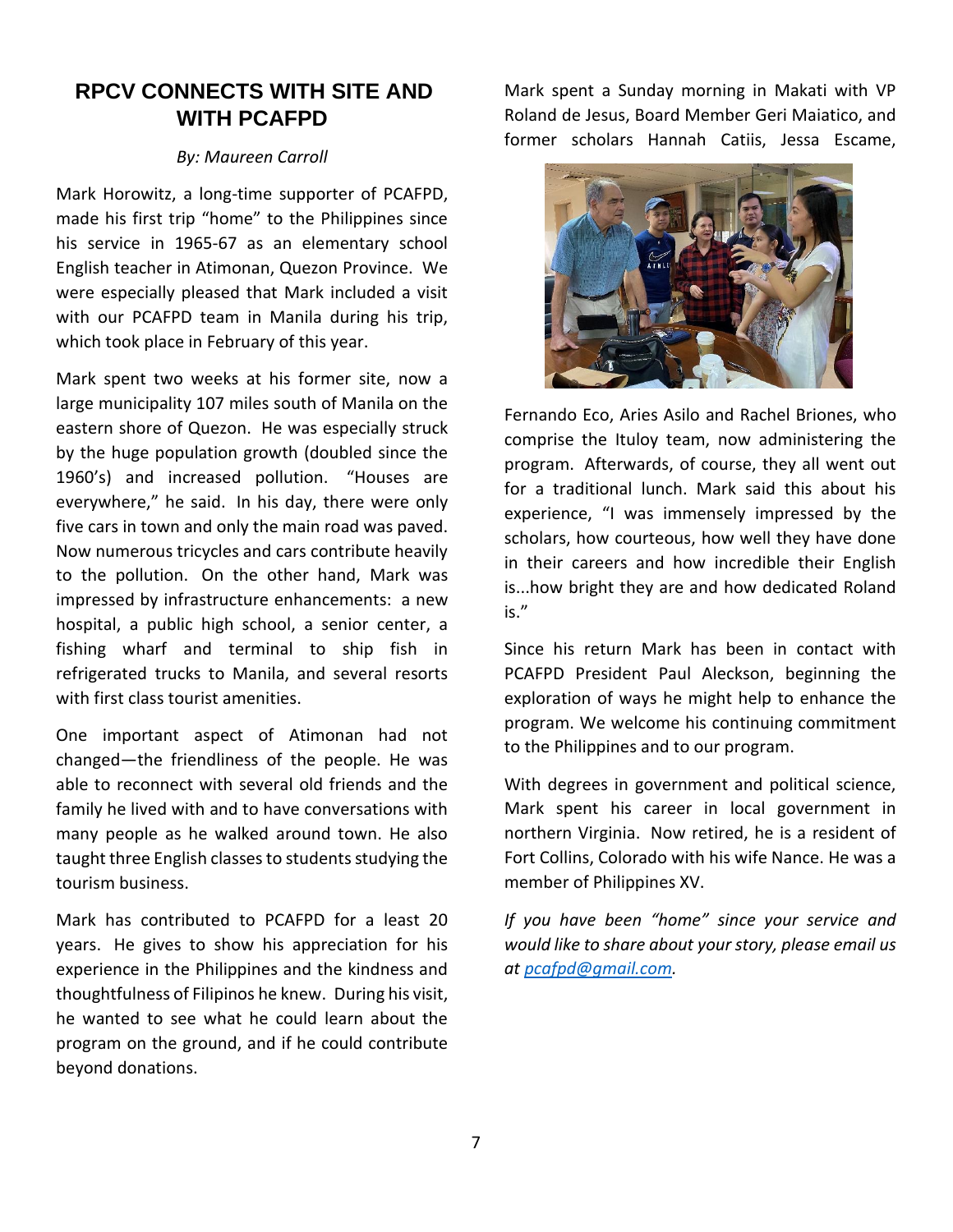# RPCV CONNECTS WITH SITE AND WITH PCAFPD

*By: Maureen Carroll*

Mark Horowitz, a long-time supporter of PCAFPD, made his first trip "home" to the Philippines since his service in 1965-67 as an elementary school English teacher in Atimonan, Quezon Province. We were especially pleased that Mark included a visit with our PCAFPD team in Manila during his trip, which took place in February of this year.

Mark spent two weeks at his former site, now a large municipality 107 miles south of Manila on the eastern shore of Quezon. He was especially struck by the huge population growth (doubled since the 1960's) and increased pollution. "Houses are everywhere," he said. In his day, there were only five cars in town and only the main road was paved. Now numerous tricycles and cars contribute heavily to the pollution. On the other hand, Mark was impressed by infrastructure enhancements: a new hospital, a public high school, a senior center, a fishing wharf and terminal to ship fish in refrigerated trucks to Manila, and several resorts with first class tourist amenities.

One important aspect of Atimonan had not changed—the friendliness of the people. He was able to reconnect with several old friends and the family he lived with and to have conversations with many people as he walked around town. He also taught three English classes to students studying the tourism business.

Mark has contributed to PCAFPD for a least 20 years. He gives to show his appreciation for his experience in the Philippines and the kindness and thoughtfulness of Filipinos he knew. During his visit, he wanted to see what he could learn about the program on the ground, and if he could contribute beyond donations.

Mark spent a Sunday morning in Makati with VP Roland de Jesus, Board Member Geri Maiatico, and former scholars Hannah Catiis, Jessa Escame, Fernando Eco, Aries Asilo and Rachel Briones, who comprise the Ituloy team, now administering the program. Afterwards, of course, they all went out for a traditional lunch. Mark said this about his experience, "I was immensely impressed by the scholars, how courteous, how well they have done in their careers and how incredible their English is...how bright they are and how dedicated Roland is."

Since his return Mark has been in contact with PCAFPD President Paul Aleckson, beginning the exploration of ways he might help to enhance the program. We welcome his continuing commitment to the Philippines and to our program.

With degrees in government and political science, Mark spent his career in local government in northern Virginia. Now retired, he is a resident of Fort Collins, Colorado with his wife Nance. He was a member of Philippines XV.

*If you have been "home" since your service and would like to share about your story, please email us at pcafpd@gmail.com.*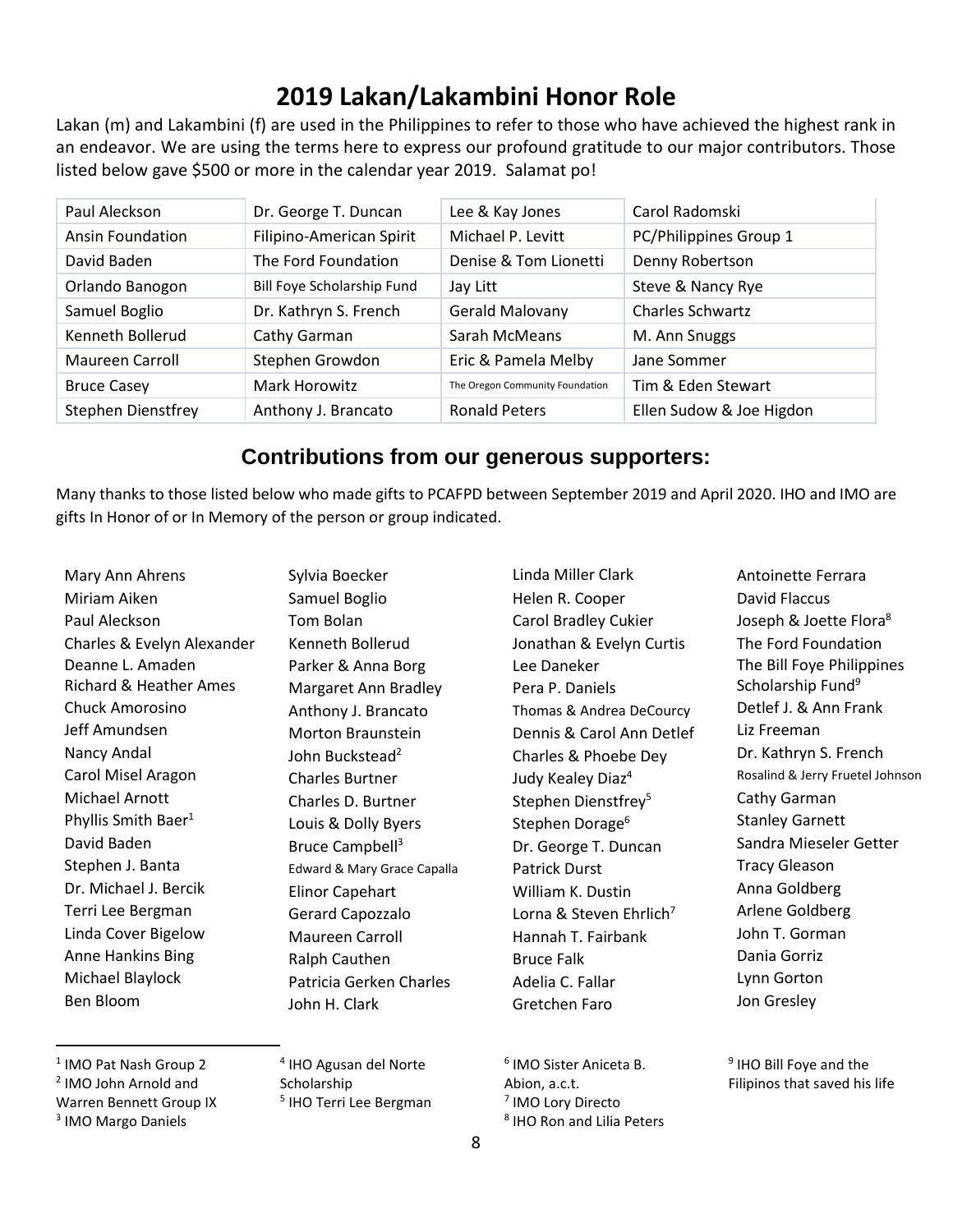# 2019 Lakan/Lakambini Honor Role

Lakan (m) and Lakambini (f) are used in the Philippines to refer to those who have achieved the highest rank in an endeavor. We are using the terms here to express our profound gratitude to our major contributors. Those listed below gave $500 or more in the calendar year 2019. Salamat po!

| | | | |
|---|---|---|---|
| Paul Aleckson | Dr. George T. Duncan | Lee & Kay Jones | Carol Radomski |
| Ansin Foundation | Filipino-American Spirit | Michael P. Levitt | PC/Philippines Group 1 |
| David Baden | The Ford Foundation | Denise & Tom Lionetti | Denny Robertson |
| Orlando Banogon | Bill Foye Scholarship Fund | Jay Litt | Steve & Nancy Rye |
| Samuel Boglio | Dr. Kathryn S. French | Gerald Malovany | Charles Schwartz |
| Kenneth Bollerud | Cathy Garman | Sarah McMeans | M. Ann Snuggs |
| Maureen Carroll | Stephen Growdon | Eric & Pamela Melby | Jane Sommer |
| Bruce Casey | Mark Horowitz | The Oregon Community Foundation | Tim & Eden Stewart |
| Stephen Dienstfrey | Anthony J. Brancato | Ronald Peters | Ellen Sudow & Joe Higdon |

## Contributions from our generous supporters:

Many thanks to those listed below who made gifts to PCAFPD between September 2019 and April 2020. IHO and IMO are gifts In Honor of or In Memory of the person or group indicated.

Mary Ann Ahrens
Miriam Aiken
Paul Aleckson
Charles & Evelyn Alexander
Deanne L. Amaden
Richard & Heather Ames
Chuck Amorosino
Jeff Amundsen
Nancy Andal
Carol Misel Aragon
Michael Arnott
Phyllis Smith Baer[1]
David Baden
Stephen J. Banta
Dr. Michael J. Bercik
Terri Lee Bergman
Linda Cover Bigelow
Anne Hankins Bing
Michael Blaylock
Ben Bloom
Sylvia Boecker
Samuel Boglio
Tom Bolan
Kenneth Bollerud
Parker & Anna Borg
Margaret Ann Bradley
Anthony J. Brancato
Morton Braunstein
John Buckstead[2]
Charles Burtner
Charles D. Burtner
Louis & Dolly Byers
Bruce Campbell[3]
Edward & Mary Grace Capalla
Elinor Capehart
Gerard Capozzalo
Maureen Carroll
Ralph Cauthen
Patricia Gerken Charles
John H. Clark
Linda Miller Clark
Helen R. Cooper
Carol Bradley Cukier
Jonathan & Evelyn Curtis
Lee Daneker
Pera P. Daniels
Thomas & Andrea DeCourcy
Dennis & Carol Ann Detlef
Charles & Phoebe Dey
Judy Kealey Diaz[4]
Stephen Dienstfrey[5]
Stephen Dorage[6]
Dr. George T. Duncan
Patrick Durst
William K. Dustin
Lorna & Steven Ehrlich[7]
Hannah T. Fairbank
Bruce Falk
Adelia C. Fallar
Gretchen Faro
Antoinette Ferrara
David Flaccus
Joseph & Joette Flora[8]
The Ford Foundation
The Bill Foye Philippines Scholarship Fund[9]
Detlef J. & Ann Frank
Liz Freeman
Dr. Kathryn S. French
Rosalind & Jerry Fruetel Johnson
Cathy Garman
Stanley Garnett
Sandra Mieseler Getter
Tracy Gleason
Anna Goldberg
Arlene Goldberg
John T. Gorman
Dania Gorriz
Lynn Gorton
Jon Gresley

---

[1] IMO Pat Nash Group 2
[2] IMO John Arnold and Warren Bennett Group IX
[3] IMO Margo Daniels
[4] IHO Agusan del Norte Scholarship
[5] IHO Terri Lee Bergman
[6] IMO Sister Aniceta B. Abion, a.c.t.
[7] IMO Lory Directo
[8] IHO Ron and Lilia Peters
[9] IHO Bill Foye and the Filipinos that saved his life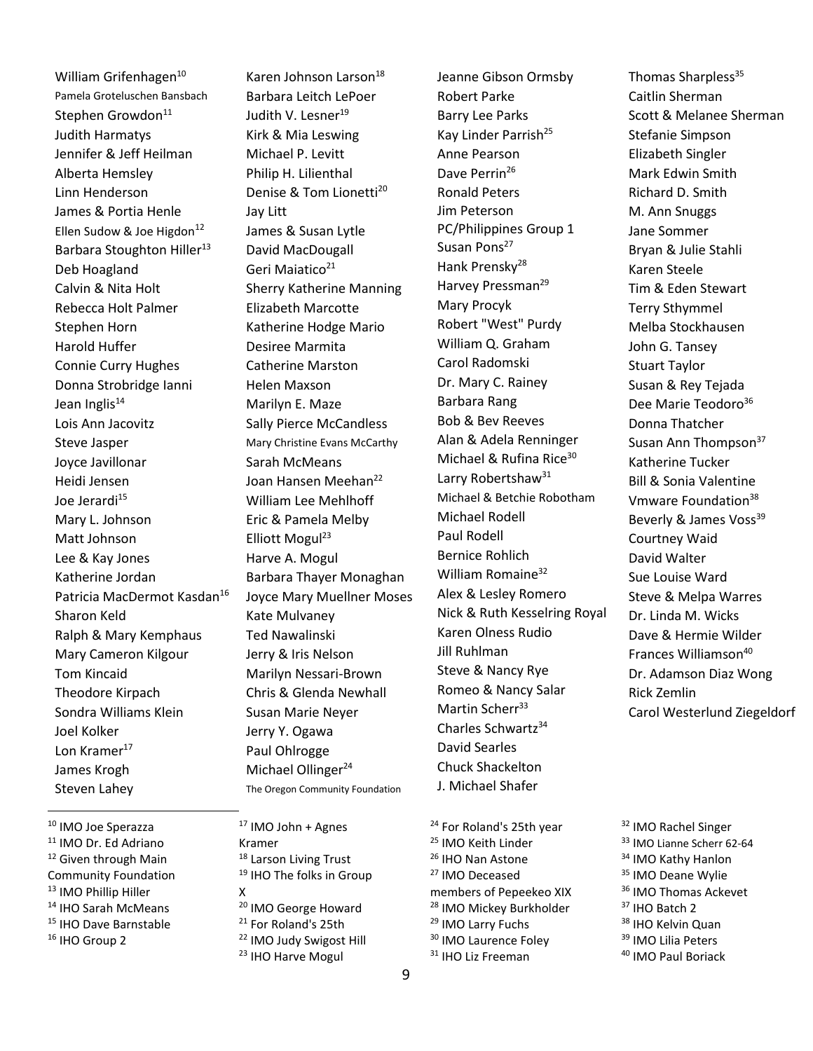William Grifenhagen[10]
Pamela Groteluschen Bansbach
Stephen Growdon[11]
Judith Harmatys
Jennifer & Jeff Heilman
Alberta Hemsley
Linn Henderson
James & Portia Henle
Ellen Sudow & Joe Higdon[12]
Barbara Stoughton Hiller[13]
Deb Hoagland
Calvin & Nita Holt
Rebecca Holt Palmer
Stephen Horn
Harold Huffer
Connie Curry Hughes
Donna Strobridge Ianni
Jean Inglis[14]
Lois Ann Jacovitz
Steve Jasper
Joyce Javillonar
Heidi Jensen
Joe Jerardi[15]
Mary L. Johnson
Matt Johnson
Lee & Kay Jones
Katherine Jordan
Patricia MacDermot Kasdan[16]
Sharon Keld
Ralph & Mary Kemphaus
Mary Cameron Kilgour
Tom Kincaid
Theodore Kirpach
Sondra Williams Klein
Joel Kolker
Lon Kramer[17]
James Krogh
Steven Lahey

Karen Johnson Larson[18]
Barbara Leitch LePoer
Judith V. Lesner[19]
Kirk & Mia Leswing
Michael P. Levitt
Philip H. Lilienthal
Denise & Tom Lionetti[20]
Jay Litt
James & Susan Lytle
David MacDougall
Geri Maiatico[21]
Sherry Katherine Manning
Elizabeth Marcotte
Katherine Hodge Mario
Desiree Marmita
Catherine Marston
Helen Maxson
Marilyn E. Maze
Sally Pierce McCandless
Mary Christine Evans McCarthy
Sarah McMeans
Joan Hansen Meehan[22]
William Lee Mehlhoff
Eric & Pamela Melby
Elliott Mogul[23]
Harve A. Mogul
Barbara Thayer Monaghan
Joyce Mary Muellner Moses
Kate Mulvaney
Ted Nawalinski
Jerry & Iris Nelson
Marilyn Nessari-Brown
Chris & Glenda Newhall
Susan Marie Neyer
Jerry Y. Ogawa
Paul Ohlrogge
Michael Ollinger[24]
The Oregon Community Foundation

Jeanne Gibson Ormsby
Robert Parke
Barry Lee Parks
Kay Linder Parrish[25]
Anne Pearson
Dave Perrin[26]
Ronald Peters
Jim Peterson
PC/Philippines Group 1
Susan Pons[27]
Hank Prensky[28]
Harvey Pressman[29]
Mary Procyk
Robert "West" Purdy
William Q. Graham
Carol Radomski
Dr. Mary C. Rainey
Barbara Rang
Bob & Bev Reeves
Alan & Adela Renninger
Michael & Rufina Rice[30]
Larry Robertshaw[31]
Michael & Betchie Robotham
Michael Rodell
Paul Rodell
Bernice Rohlich
William Romaine[32]
Alex & Lesley Romero
Nick & Ruth Kesselring Royal
Karen Olness Rudio
Jill Ruhlman
Steve & Nancy Rye
Romeo & Nancy Salar
Martin Scherr[33]
Charles Schwartz[34]
David Searles
Chuck Shackelton
J. Michael Shafer

Thomas Sharpless[35]
Caitlin Sherman
Scott & Melanee Sherman
Stefanie Simpson
Elizabeth Singler
Mark Edwin Smith
Richard D. Smith
M. Ann Snuggs
Jane Sommer
Bryan & Julie Stahli
Karen Steele
Tim & Eden Stewart
Terry Sthymmel
Melba Stockhausen
John G. Tansey
Stuart Taylor
Susan & Rey Tejada
Dee Marie Teodoro[36]
Donna Thatcher
Susan Ann Thompson[37]
Katherine Tucker
Bill & Sonia Valentine
Vmware Foundation[38]
Beverly & James Voss[39]
Courtney Waid
David Walter
Sue Louise Ward
Steve & Melpa Warres
Dr. Linda M. Wicks
Dave & Hermie Wilder
Frances Williamson[40]
Dr. Adamson Diaz Wong
Rick Zemlin
Carol Westerlund Ziegeldorf

---

[10] IMO Joe Sperazza
[11] IMO Dr. Ed Adriano
[12] Given through Main Community Foundation
[13] IMO Phillip Hiller
[14] IHO Sarah McMeans
[15] IHO Dave Barnstable
[16] IHO Group 2
[17] IMO John + Agnes Kramer
[18] Larson Living Trust
[19] IHO The folks in Group X
[20] IMO George Howard
[21] For Roland's 25th
[22] IMO Judy Swigost Hill
[23] IHO Harve Mogul
[24] For Roland's 25th year
[25] IMO Keith Linder
[26] IHO Nan Astone
[27] IMO Deceased members of Pepeekeo XIX
[28] IMO Mickey Burkholder
[29] IMO Larry Fuchs
[30] IMO Laurence Foley
[31] IHO Liz Freeman
[32] IMO Rachel Singer
[33] IMO Lianne Scherr 62-64
[34] IMO Kathy Hanlon
[35] IMO Deane Wylie
[36] IMO Thomas Ackevet
[37] IHO Batch 2
[38] IHO Kelvin Quan
[39] IMO Lilia Peters
[40] IMO Paul Boriack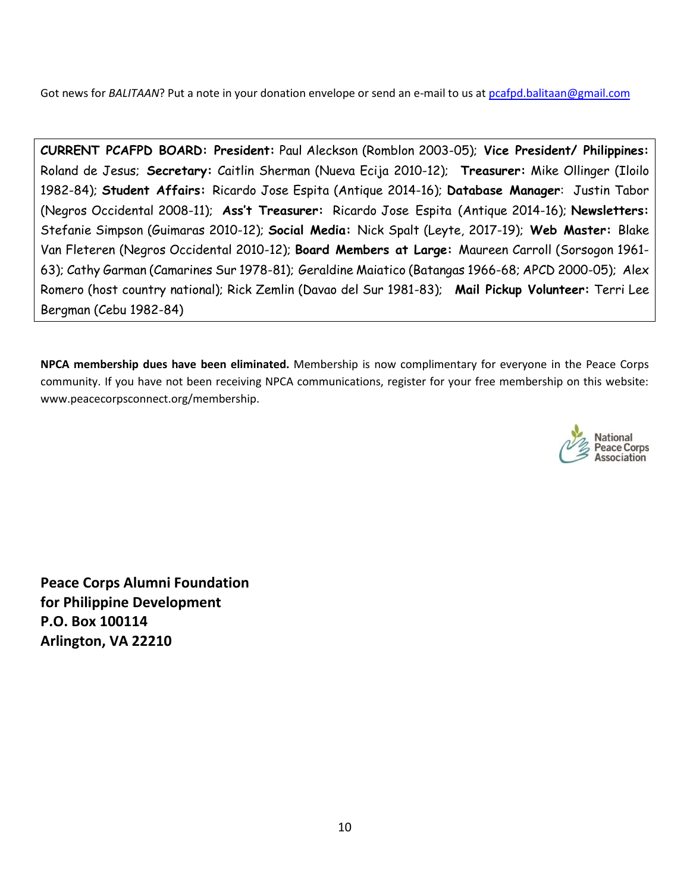Got news for *BALITAAN*? Put a note in your donation envelope or send an e-mail to us at pcafpd.balitaan@gmail.com

**CURRENT PCAFPD BOARD: President:** Paul Aleckson (Romblon 2003-05); **Vice President/ Philippines:** Roland de Jesus; **Secretary:** Caitlin Sherman (Nueva Ecija 2010-12); **Treasurer:** Mike Ollinger (Iloilo 1982-84); **Student Affairs:** Ricardo Jose Espita (Antique 2014-16); **Database Manager**: Justin Tabor (Negros Occidental 2008-11); **Ass't Treasurer:** Ricardo Jose Espita (Antique 2014-16); **Newsletters:** Stefanie Simpson (Guimaras 2010-12); **Social Media:** Nick Spalt (Leyte, 2017-19); **Web Master:** Blake Van Fleteren (Negros Occidental 2010-12); **Board Members at Large:** Maureen Carroll (Sorsogon 1961-63); Cathy Garman (Camarines Sur 1978-81); Geraldine Maiatico (Batangas 1966-68; APCD 2000-05); Alex Romero (host country national); Rick Zemlin (Davao del Sur 1981-83); **Mail Pickup Volunteer:** Terri Lee Bergman (Cebu 1982-84)

**NPCA membership dues have been eliminated.** Membership is now complimentary for everyone in the Peace Corps community. If you have not been receiving NPCA communications, register for your free membership on this website: www.peacecorpsconnect.org/membership.

National Peace Corps Association

**Peace Corps Alumni Foundation**
**for Philippine Development**
**P.O. Box 100114**
**Arlington, VA 22210**